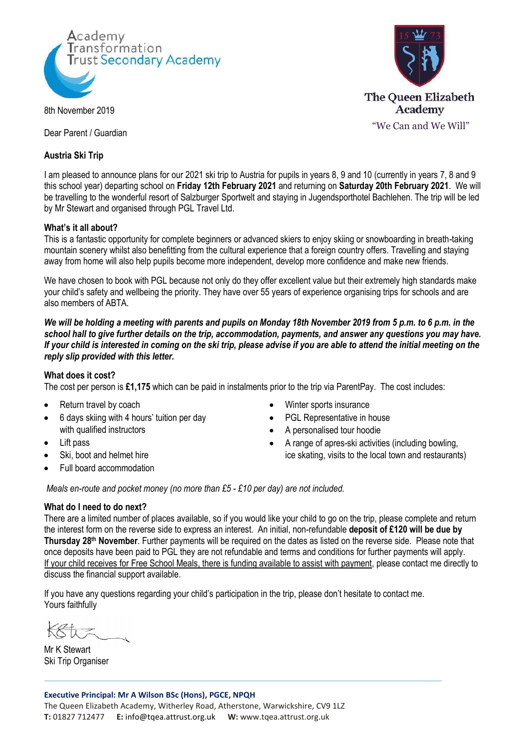Academy Transformation Trust Secondary Academy

The Queen Elizabeth Academy

"We Can and We Will"

8th November 2019

Dear Parent / Guardian

**Austria Ski Trip**

I am pleased to announce plans for our 2021 ski trip to Austria for pupils in years 8, 9 and 10 (currently in years 7, 8 and 9 this school year) departing school on **Friday 12th February 2021** and returning on **Saturday 20th February 2021**. We will be travelling to the wonderful resort of Salzburger Sportwelt and staying in Jugendsporthotel Bachlehen. The trip will be led by Mr Stewart and organised through PGL Travel Ltd.

**What's it all about?**

This is a fantastic opportunity for complete beginners or advanced skiers to enjoy skiing or snowboarding in breath-taking mountain scenery whilst also benefitting from the cultural experience that a foreign country offers. Travelling and staying away from home will also help pupils become more independent, develop more confidence and make new friends.

We have chosen to book with PGL because not only do they offer excellent value but their extremely high standards make your child's safety and wellbeing the priority. They have over 55 years of experience organising trips for schools and are also members of ABTA.

***We will be holding a meeting with parents and pupils on Monday 18th November 2019 from 5 p.m. to 6 p.m. in the school hall to give further details on the trip, accommodation, payments, and answer any questions you may have. If your child is interested in coming on the ski trip, please advise if you are able to attend the initial meeting on the reply slip provided with this letter.***

**What does it cost?**

The cost per person is **£1,175** which can be paid in instalments prior to the trip via ParentPay. The cost includes:

- Return travel by coach
- 6 days skiing with 4 hours' tuition per day with qualified instructors
- Lift pass
- Ski, boot and helmet hire
- Full board accommodation
- Winter sports insurance
- PGL Representative in house
- A personalised tour hoodie
- A range of apres-ski activities (including bowling, ice skating, visits to the local town and restaurants)

*Meals en-route and pocket money (no more than £5 - £10 per day) are not included.*

**What do I need to do next?**

There are a limited number of places available, so if you would like your child to go on the trip, please complete and return the interest form on the reverse side to express an interest. An initial, non-refundable **deposit of £120 will be due by Thursday 28th November**. Further payments will be required on the dates as listed on the reverse side. Please note that once deposits have been paid to PGL they are not refundable and terms and conditions for further payments will apply. <u>If your child receives for Free School Meals, there is funding available to assist with payment</u>, please contact me directly to discuss the financial support available.

If you have any questions regarding your child's participation in the trip, please don't hesitate to contact me.
Yours faithfully

Mr K Stewart
Ski Trip Organiser

**Executive Principal: Mr A Wilson BSc (Hons), PGCE, NPQH**
The Queen Elizabeth Academy, Witherley Road, Atherstone, Warwickshire, CV9 1LZ
**T:** 01827 712477 **E:** info@tqea.attrust.org.uk **W:** www.tqea.attrust.org.uk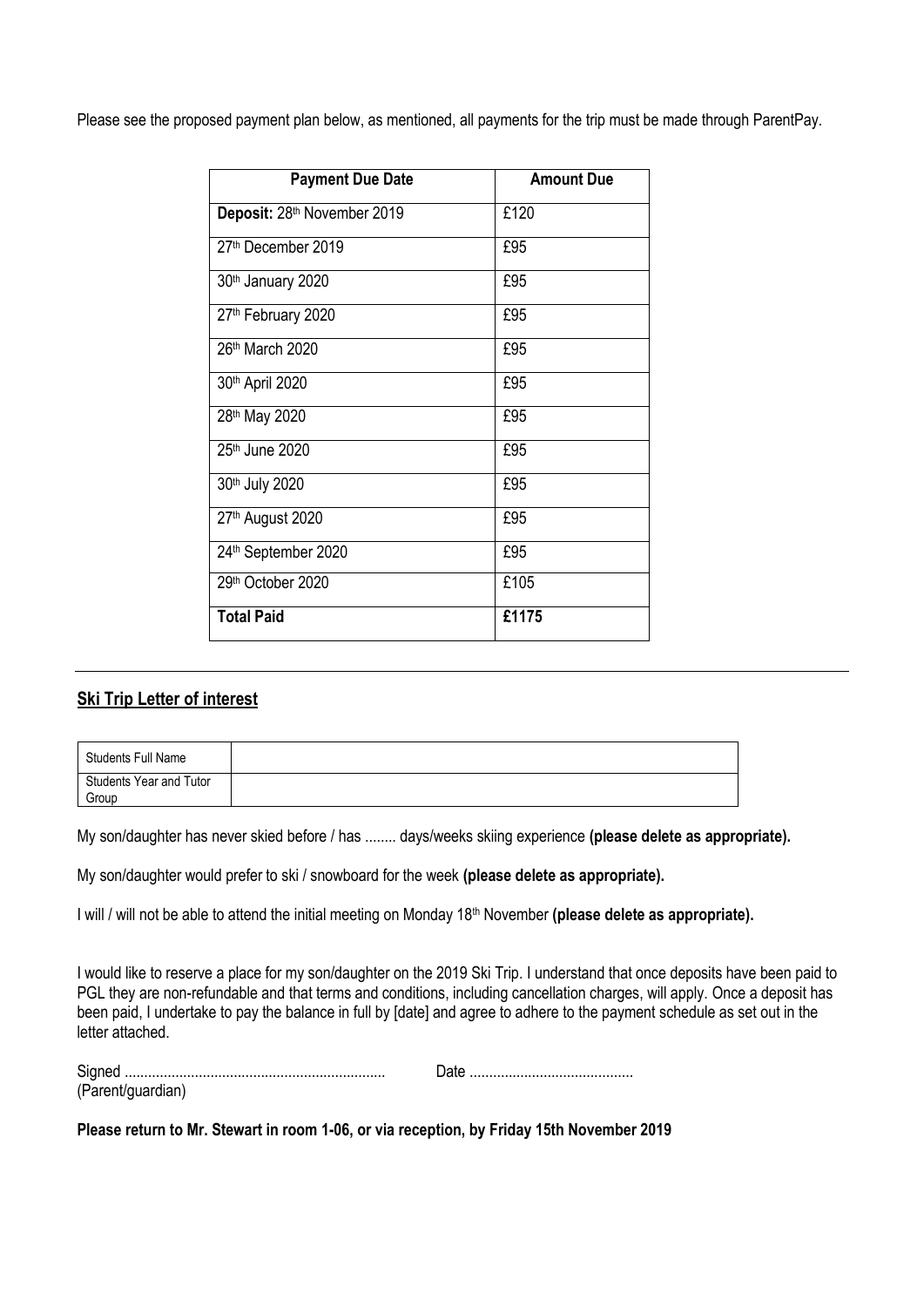Please see the proposed payment plan below, as mentioned, all payments for the trip must be made through ParentPay.

| Payment Due Date | Amount Due |
| --- | --- |
| **Deposit:** 28th November 2019 | £120 |
| 27th December 2019 | £95 |
| 30th January 2020 | £95 |
| 27th February 2020 | £95 |
| 26th March 2020 | £95 |
| 30th April 2020 | £95 |
| 28th May 2020 | £95 |
| 25th June 2020 | £95 |
| 30th July 2020 | £95 |
| 27th August 2020 | £95 |
| 24th September 2020 | £95 |
| 29th October 2020 | £105 |
| **Total Paid** | **£1175** |

---

## Ski Trip Letter of interest

| | |
| --- | --- |
| Students Full Name | |
| Students Year and Tutor Group | |

My son/daughter has never skied before / has ........ days/weeks skiing experience **(please delete as appropriate).**

My son/daughter would prefer to ski / snowboard for the week **(please delete as appropriate).**

I will / will not be able to attend the initial meeting on Monday 18th November **(please delete as appropriate).**

I would like to reserve a place for my son/daughter on the 2019 Ski Trip. I understand that once deposits have been paid to PGL they are non-refundable and that terms and conditions, including cancellation charges, will apply. Once a deposit has been paid, I undertake to pay the balance in full by [date] and agree to adhere to the payment schedule as set out in the letter attached.

Signed .................................................................. Date ..........................................
(Parent/guardian)

**Please return to Mr. Stewart in room 1-06, or via reception, by Friday 15th November 2019**